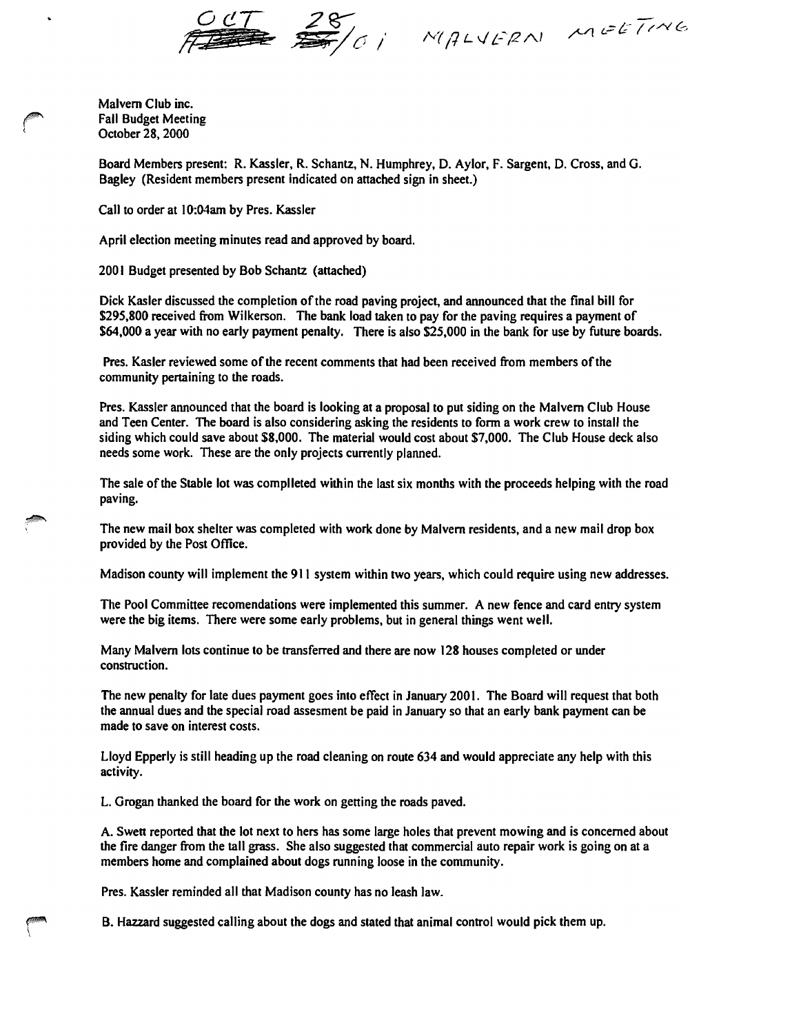OCT 28/01 MALVERN MEETING

Malvern Club inc.
Fall Budget Meeting
October 28, 2000

Board Members present: R. Kassler, R. Schantz, N. Humphrey, D. Aylor, F. Sargent, D. Cross, and G. Bagley (Resident members present indicated on attached sign in sheet.)

Call to order at 10:04am by Pres. Kassler

April election meeting minutes read and approved by board.

2001 Budget presented by Bob Schantz (attached)

Dick Kasler discussed the completion of the road paving project, and announced that the final bill for $295,800 received from Wilkerson. The bank load taken to pay for the paving requires a payment of $64,000 a year with no early payment penalty. There is also $25,000 in the bank for use by future boards.

Pres. Kassler reviewed some of the recent comments that had been received from members of the community pertaining to the roads.

Pres. Kassler announced that the board is looking at a proposal to put siding on the Malvern Club House and Teen Center. The board is also considering asking the residents to form a work crew to install the siding which could save about $8,000. The material would cost about $7,000. The Club House deck also needs some work. These are the only projects currently planned.

The sale of the Stable lot was complleted within the last six months with the proceeds helping with the road paving.

The new mail box shelter was completed with work done by Malvern residents, and a new mail drop box provided by the Post Office.

Madison county will implement the 911 system within two years, which could require using new addresses.

The Pool Committee recomendations were implemented this summer. A new fence and card entry system were the big items. There were some early problems, but in general things went well.

Many Malvern lots continue to be transferred and there are now 128 houses completed or under construction.

The new penalty for late dues payment goes into effect in January 2001. The Board will request that both the annual dues and the special road assesment be paid in January so that an early bank payment can be made to save on interest costs.

Lloyd Epperly is still heading up the road cleaning on route 634 and would appreciate any help with this activity.

L. Grogan thanked the board for the work on getting the roads paved.

A. Swett reported that the lot next to hers has some large holes that prevent mowing and is concerned about the fire danger from the tall grass. She also suggested that commercial auto repair work is going on at a members home and complained about dogs running loose in the community.

Pres. Kassler reminded all that Madison county has no leash law.

B. Hazzard suggested calling about the dogs and stated that animal control would pick them up.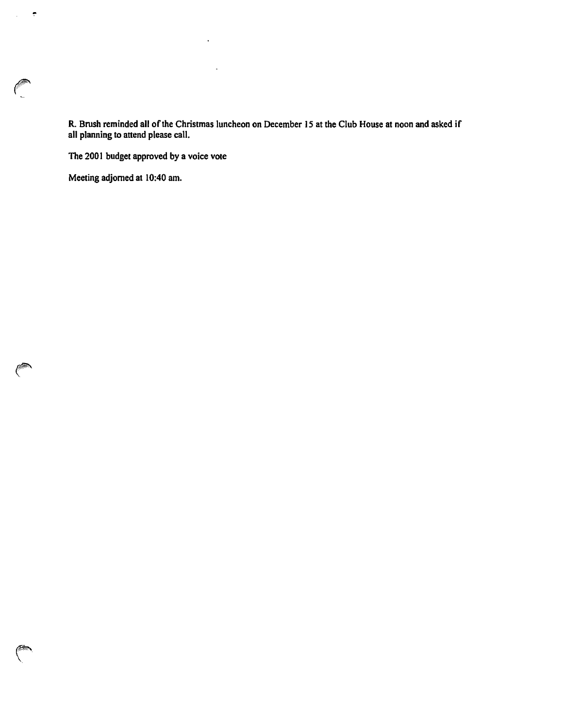R. Brush reminded all of the Christmas luncheon on December 15 at the Club House at noon and asked if all planning to attend please call.

The 2001 budget approved by a voice vote

Meeting adjorned at 10:40 am.